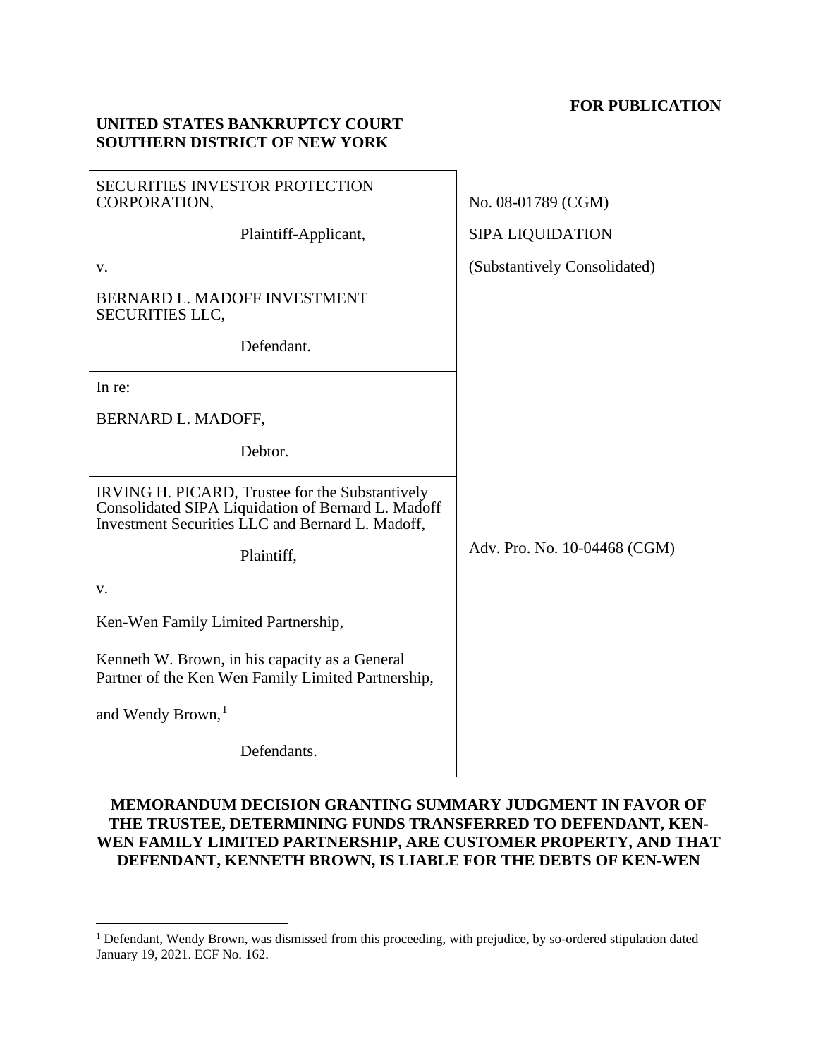**FOR PUBLICATION**

**UNITED STATES BANKRUPTCY COURT**
**SOUTHERN DISTRICT OF NEW YORK**

| | |
|---|---|
| SECURITIES INVESTOR PROTECTION CORPORATION,<br><br>Plaintiff-Applicant,<br><br>v.<br><br>BERNARD L. MADOFF INVESTMENT SECURITIES LLC,<br><br>Defendant. | No. 08-01789 (CGM)<br><br>SIPA LIQUIDATION<br><br>(Substantively Consolidated) |
| In re:<br><br>BERNARD L. MADOFF,<br><br>Debtor. | |
| IRVING H. PICARD, Trustee for the Substantively Consolidated SIPA Liquidation of Bernard L. Madoff Investment Securities LLC and Bernard L. Madoff,<br><br>Plaintiff,<br><br>v.<br><br>Ken-Wen Family Limited Partnership,<br><br>Kenneth W. Brown, in his capacity as a General Partner of the Ken Wen Family Limited Partnership,<br><br>and Wendy Brown,[1]<br><br>Defendants. | Adv. Pro. No. 10-04468 (CGM) |

**MEMORANDUM DECISION GRANTING SUMMARY JUDGMENT IN FAVOR OF THE TRUSTEE, DETERMINING FUNDS TRANSFERRED TO DEFENDANT, KEN-WEN FAMILY LIMITED PARTNERSHIP, ARE CUSTOMER PROPERTY, AND THAT DEFENDANT, KENNETH BROWN, IS LIABLE FOR THE DEBTS OF KEN-WEN**

---

[1] Defendant, Wendy Brown, was dismissed from this proceeding, with prejudice, by so-ordered stipulation dated January 19, 2021. ECF No. 162.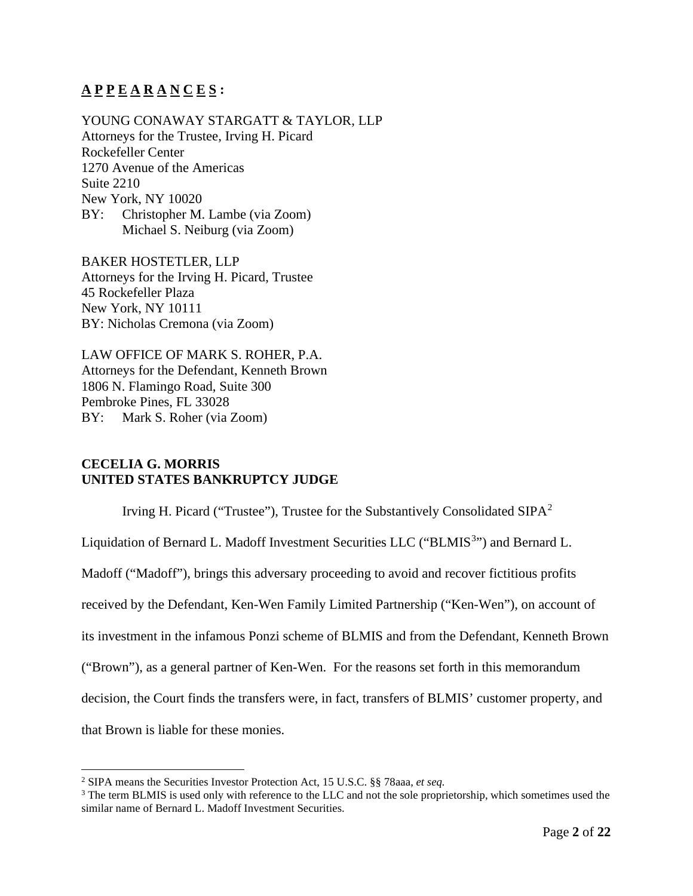**A P P E A R A N C E S :**

YOUNG CONAWAY STARGATT & TAYLOR, LLP
Attorneys for the Trustee, Irving H. Picard
Rockefeller Center
1270 Avenue of the Americas
Suite 2210
New York, NY 10020
BY: Christopher M. Lambe (via Zoom)
Michael S. Neiburg (via Zoom)

BAKER HOSTETLER, LLP
Attorneys for the Irving H. Picard, Trustee
45 Rockefeller Plaza
New York, NY 10111
BY: Nicholas Cremona (via Zoom)

LAW OFFICE OF MARK S. ROHER, P.A.
Attorneys for the Defendant, Kenneth Brown
1806 N. Flamingo Road, Suite 300
Pembroke Pines, FL 33028
BY: Mark S. Roher (via Zoom)

**CECELIA G. MORRIS**
**UNITED STATES BANKRUPTCY JUDGE**

Irving H. Picard ("Trustee"), Trustee for the Substantively Consolidated SIPA[2] Liquidation of Bernard L. Madoff Investment Securities LLC ("BLMIS[3]") and Bernard L. Madoff ("Madoff"), brings this adversary proceeding to avoid and recover fictitious profits received by the Defendant, Ken-Wen Family Limited Partnership ("Ken-Wen"), on account of its investment in the infamous Ponzi scheme of BLMIS and from the Defendant, Kenneth Brown ("Brown"), as a general partner of Ken-Wen. For the reasons set forth in this memorandum decision, the Court finds the transfers were, in fact, transfers of BLMIS' customer property, and that Brown is liable for these monies.

[2] SIPA means the Securities Investor Protection Act, 15 U.S.C. §§ 78aaa, *et seq.*

[3] The term BLMIS is used only with reference to the LLC and not the sole proprietorship, which sometimes used the similar name of Bernard L. Madoff Investment Securities.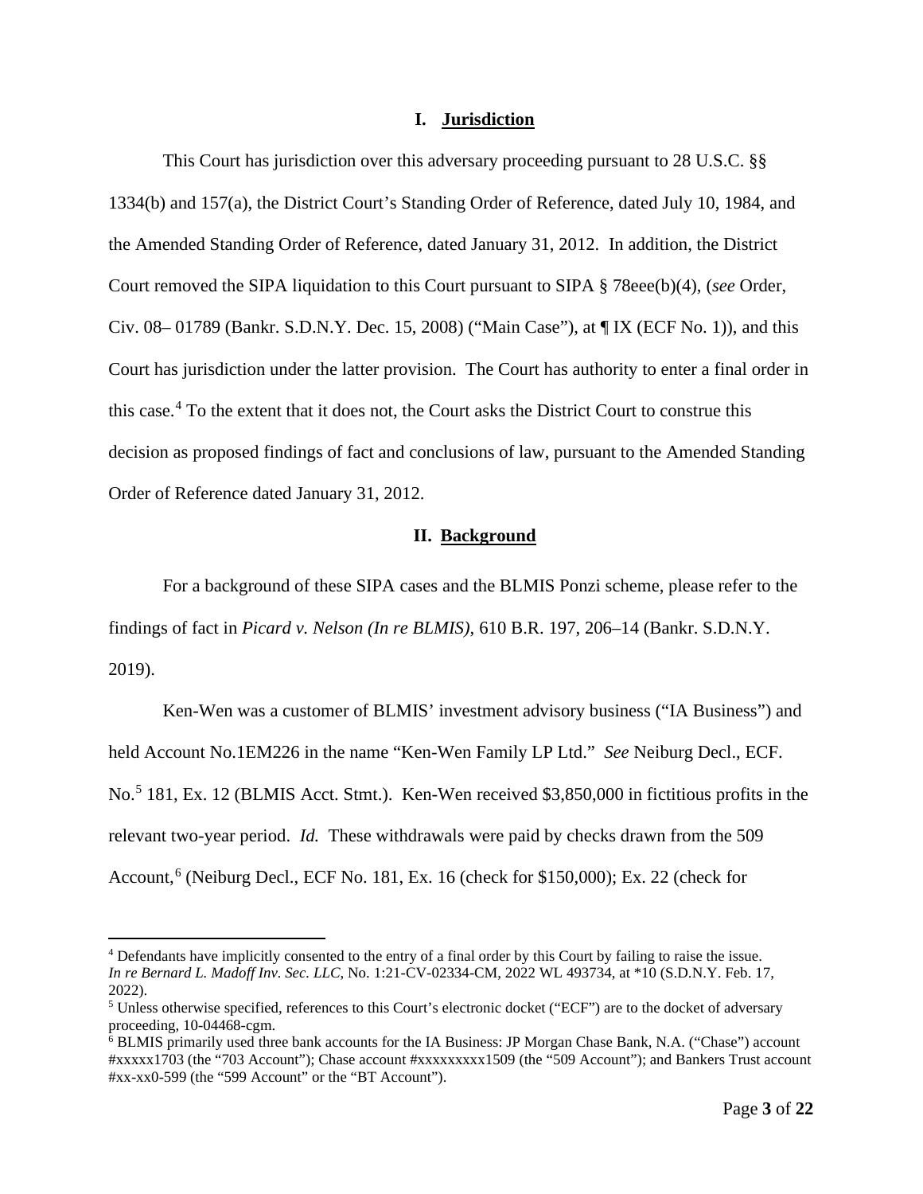## I. Jurisdiction

This Court has jurisdiction over this adversary proceeding pursuant to 28 U.S.C. §§ 1334(b) and 157(a), the District Court's Standing Order of Reference, dated July 10, 1984, and the Amended Standing Order of Reference, dated January 31, 2012. In addition, the District Court removed the SIPA liquidation to this Court pursuant to SIPA § 78eee(b)(4), (*see* Order, Civ. 08– 01789 (Bankr. S.D.N.Y. Dec. 15, 2008) ("Main Case"), at ¶ IX (ECF No. 1)), and this Court has jurisdiction under the latter provision. The Court has authority to enter a final order in this case.[4] To the extent that it does not, the Court asks the District Court to construe this decision as proposed findings of fact and conclusions of law, pursuant to the Amended Standing Order of Reference dated January 31, 2012.

## II. Background

For a background of these SIPA cases and the BLMIS Ponzi scheme, please refer to the findings of fact in *Picard v. Nelson (In re BLMIS)*, 610 B.R. 197, 206–14 (Bankr. S.D.N.Y. 2019).

Ken-Wen was a customer of BLMIS' investment advisory business ("IA Business") and held Account No.1EM226 in the name "Ken-Wen Family LP Ltd." *See* Neiburg Decl., ECF. No.[5] 181, Ex. 12 (BLMIS Acct. Stmt.). Ken-Wen received $3,850,000 in fictitious profits in the relevant two-year period. *Id.* These withdrawals were paid by checks drawn from the 509 Account,[6] (Neiburg Decl., ECF No. 181, Ex. 16 (check for $150,000); Ex. 22 (check for

---

[4] Defendants have implicitly consented to the entry of a final order by this Court by failing to raise the issue. *In re Bernard L. Madoff Inv. Sec. LLC*, No. 1:21-CV-02334-CM, 2022 WL 493734, at *10 (S.D.N.Y. Feb. 17, 2022).

[5] Unless otherwise specified, references to this Court's electronic docket ("ECF") are to the docket of adversary proceeding, 10-04468-cgm.

[6] BLMIS primarily used three bank accounts for the IA Business: JP Morgan Chase Bank, N.A. ("Chase") account #xxxxx1703 (the "703 Account"); Chase account #xxxxxxxxx1509 (the "509 Account"); and Bankers Trust account #xx-xx0-599 (the "599 Account" or the "BT Account").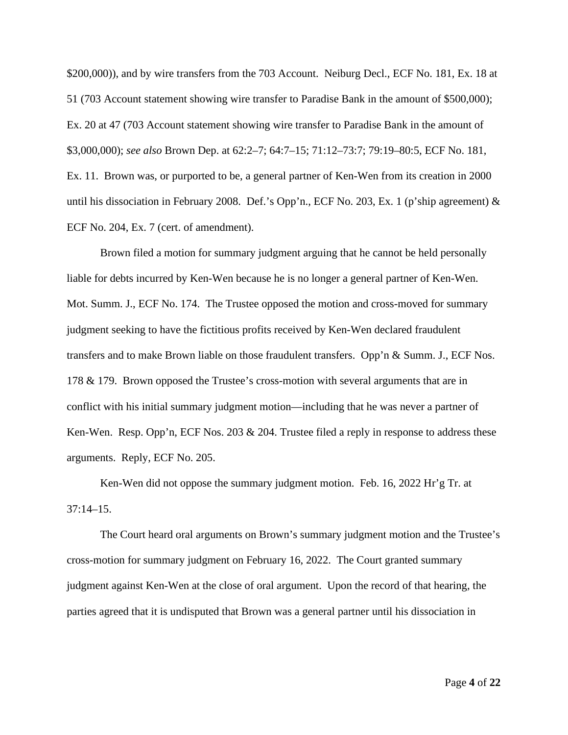$200,000)), and by wire transfers from the 703 Account. Neiburg Decl., ECF No. 181, Ex. 18 at 51 (703 Account statement showing wire transfer to Paradise Bank in the amount of $500,000); Ex. 20 at 47 (703 Account statement showing wire transfer to Paradise Bank in the amount of $3,000,000); *see also* Brown Dep. at 62:2–7; 64:7–15; 71:12–73:7; 79:19–80:5, ECF No. 181, Ex. 11. Brown was, or purported to be, a general partner of Ken-Wen from its creation in 2000 until his dissociation in February 2008. Def.'s Opp'n., ECF No. 203, Ex. 1 (p'ship agreement) & ECF No. 204, Ex. 7 (cert. of amendment).

Brown filed a motion for summary judgment arguing that he cannot be held personally liable for debts incurred by Ken-Wen because he is no longer a general partner of Ken-Wen. Mot. Summ. J., ECF No. 174. The Trustee opposed the motion and cross-moved for summary judgment seeking to have the fictitious profits received by Ken-Wen declared fraudulent transfers and to make Brown liable on those fraudulent transfers. Opp'n & Summ. J., ECF Nos. 178 & 179. Brown opposed the Trustee's cross-motion with several arguments that are in conflict with his initial summary judgment motion—including that he was never a partner of Ken-Wen. Resp. Opp'n, ECF Nos. 203 & 204. Trustee filed a reply in response to address these arguments. Reply, ECF No. 205.

Ken-Wen did not oppose the summary judgment motion. Feb. 16, 2022 Hr'g Tr. at 37:14–15.

The Court heard oral arguments on Brown's summary judgment motion and the Trustee's cross-motion for summary judgment on February 16, 2022. The Court granted summary judgment against Ken-Wen at the close of oral argument. Upon the record of that hearing, the parties agreed that it is undisputed that Brown was a general partner until his dissociation in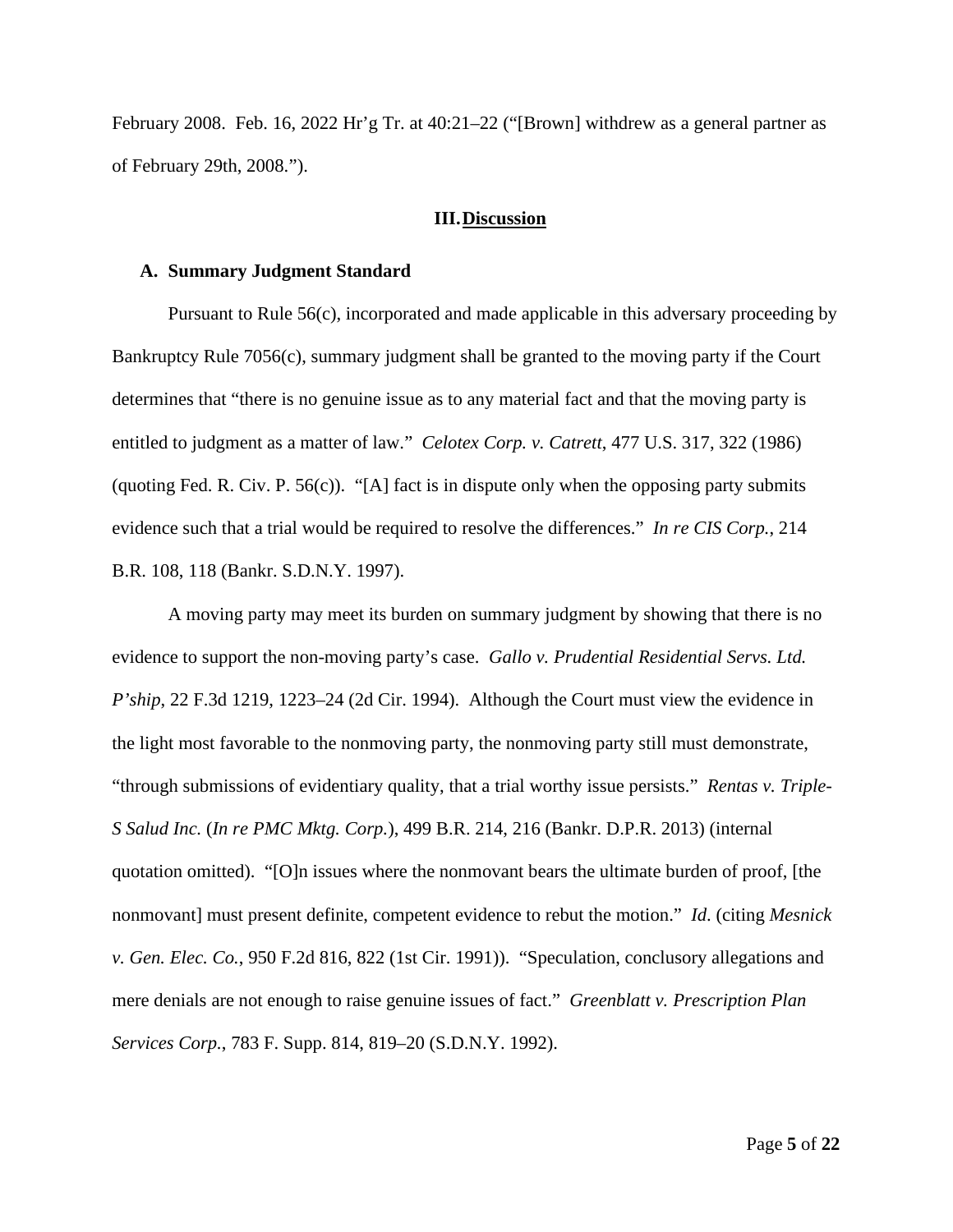February 2008. Feb. 16, 2022 Hr'g Tr. at 40:21–22 ("[Brown] withdrew as a general partner as of February 29th, 2008.").

## III. Discussion

### A. Summary Judgment Standard

Pursuant to Rule 56(c), incorporated and made applicable in this adversary proceeding by Bankruptcy Rule 7056(c), summary judgment shall be granted to the moving party if the Court determines that "there is no genuine issue as to any material fact and that the moving party is entitled to judgment as a matter of law." *Celotex Corp. v. Catrett*, 477 U.S. 317, 322 (1986) (quoting Fed. R. Civ. P. 56(c)). "[A] fact is in dispute only when the opposing party submits evidence such that a trial would be required to resolve the differences." *In re CIS Corp.*, 214 B.R. 108, 118 (Bankr. S.D.N.Y. 1997).

A moving party may meet its burden on summary judgment by showing that there is no evidence to support the non-moving party's case. *Gallo v. Prudential Residential Servs. Ltd. P'ship*, 22 F.3d 1219, 1223–24 (2d Cir. 1994). Although the Court must view the evidence in the light most favorable to the nonmoving party, the nonmoving party still must demonstrate, "through submissions of evidentiary quality, that a trial worthy issue persists." *Rentas v. Triple-S Salud Inc.* (*In re PMC Mktg. Corp.*), 499 B.R. 214, 216 (Bankr. D.P.R. 2013) (internal quotation omitted). "[O]n issues where the nonmovant bears the ultimate burden of proof, [the nonmovant] must present definite, competent evidence to rebut the motion." *Id*. (citing *Mesnick v. Gen. Elec. Co.*, 950 F.2d 816, 822 (1st Cir. 1991)). "Speculation, conclusory allegations and mere denials are not enough to raise genuine issues of fact." *Greenblatt v. Prescription Plan Services Corp.*, 783 F. Supp. 814, 819–20 (S.D.N.Y. 1992).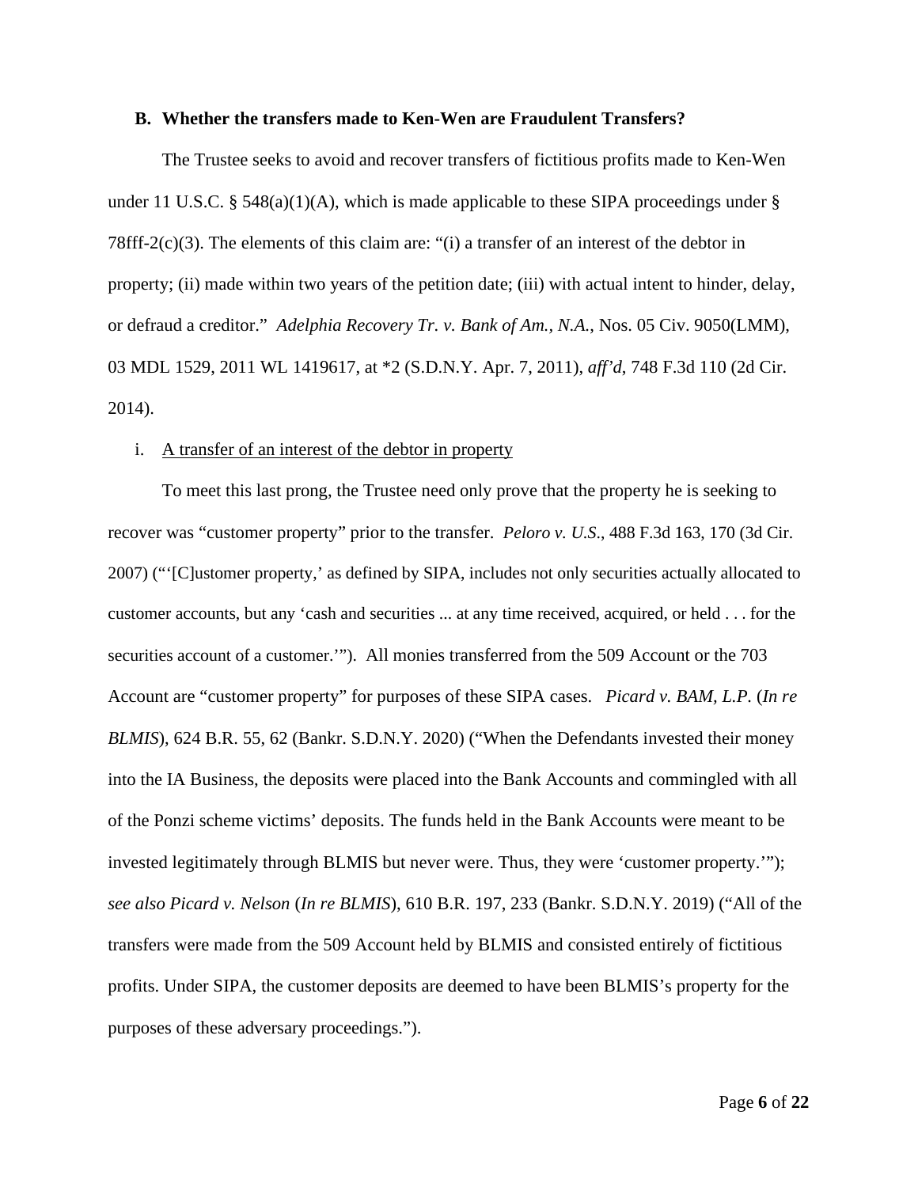### B. Whether the transfers made to Ken-Wen are Fraudulent Transfers?

The Trustee seeks to avoid and recover transfers of fictitious profits made to Ken-Wen under 11 U.S.C. § 548(a)(1)(A), which is made applicable to these SIPA proceedings under § 78fff-2(c)(3). The elements of this claim are: "(i) a transfer of an interest of the debtor in property; (ii) made within two years of the petition date; (iii) with actual intent to hinder, delay, or defraud a creditor." *Adelphia Recovery Tr. v. Bank of Am., N.A.*, Nos. 05 Civ. 9050(LMM), 03 MDL 1529, 2011 WL 1419617, at *2 (S.D.N.Y. Apr. 7, 2011), *aff'd*, 748 F.3d 110 (2d Cir. 2014).

i. <u>A transfer of an interest of the debtor in property</u>

To meet this last prong, the Trustee need only prove that the property he is seeking to recover was "customer property" prior to the transfer. *Peloro v. U.S.*, 488 F.3d 163, 170 (3d Cir. 2007) ("'[C]ustomer property,' as defined by SIPA, includes not only securities actually allocated to customer accounts, but any 'cash and securities ... at any time received, acquired, or held . . . for the securities account of a customer.'"). All monies transferred from the 509 Account or the 703 Account are "customer property" for purposes of these SIPA cases. *Picard v. BAM, L.P.* (*In re BLMIS*), 624 B.R. 55, 62 (Bankr. S.D.N.Y. 2020) ("When the Defendants invested their money into the IA Business, the deposits were placed into the Bank Accounts and commingled with all of the Ponzi scheme victims' deposits. The funds held in the Bank Accounts were meant to be invested legitimately through BLMIS but never were. Thus, they were 'customer property.'"); *see also Picard v. Nelson* (*In re BLMIS*), 610 B.R. 197, 233 (Bankr. S.D.N.Y. 2019) ("All of the transfers were made from the 509 Account held by BLMIS and consisted entirely of fictitious profits. Under SIPA, the customer deposits are deemed to have been BLMIS's property for the purposes of these adversary proceedings.").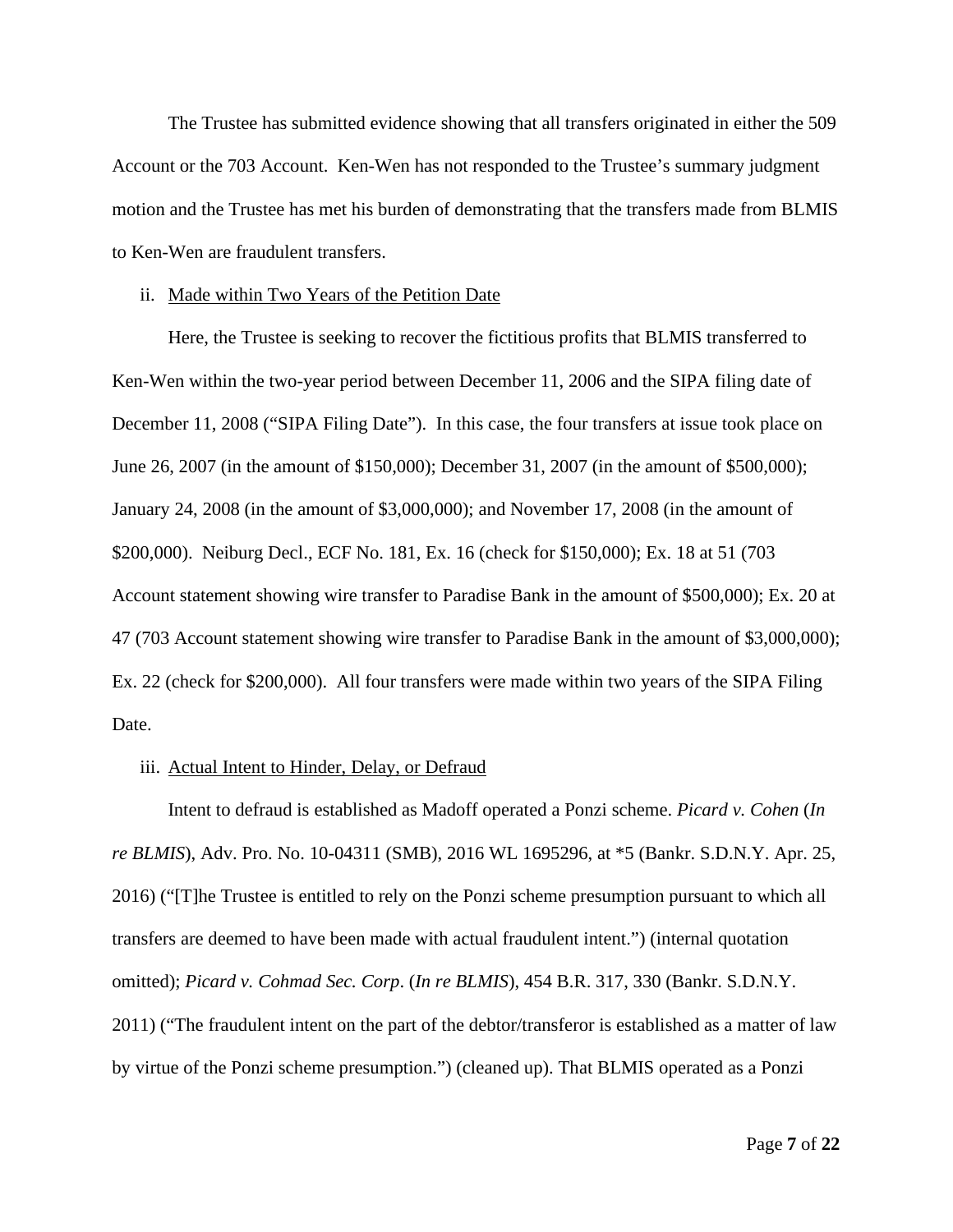The Trustee has submitted evidence showing that all transfers originated in either the 509 Account or the 703 Account. Ken-Wen has not responded to the Trustee's summary judgment motion and the Trustee has met his burden of demonstrating that the transfers made from BLMIS to Ken-Wen are fraudulent transfers.

ii. <u>Made within Two Years of the Petition Date</u>

Here, the Trustee is seeking to recover the fictitious profits that BLMIS transferred to Ken-Wen within the two-year period between December 11, 2006 and the SIPA filing date of December 11, 2008 ("SIPA Filing Date"). In this case, the four transfers at issue took place on June 26, 2007 (in the amount of $150,000); December 31, 2007 (in the amount of $500,000); January 24, 2008 (in the amount of $3,000,000); and November 17, 2008 (in the amount of $200,000). Neiburg Decl., ECF No. 181, Ex. 16 (check for $150,000); Ex. 18 at 51 (703 Account statement showing wire transfer to Paradise Bank in the amount of $500,000); Ex. 20 at 47 (703 Account statement showing wire transfer to Paradise Bank in the amount of $3,000,000); Ex. 22 (check for $200,000). All four transfers were made within two years of the SIPA Filing Date.

iii. <u>Actual Intent to Hinder, Delay, or Defraud</u>

Intent to defraud is established as Madoff operated a Ponzi scheme. *Picard v. Cohen* (*In re BLMIS*), Adv. Pro. No. 10-04311 (SMB), 2016 WL 1695296, at *5 (Bankr. S.D.N.Y. Apr. 25, 2016) ("[T]he Trustee is entitled to rely on the Ponzi scheme presumption pursuant to which all transfers are deemed to have been made with actual fraudulent intent.") (internal quotation omitted); *Picard v. Cohmad Sec. Corp*. (*In re BLMIS*), 454 B.R. 317, 330 (Bankr. S.D.N.Y. 2011) ("The fraudulent intent on the part of the debtor/transferor is established as a matter of law by virtue of the Ponzi scheme presumption.") (cleaned up). That BLMIS operated as a Ponzi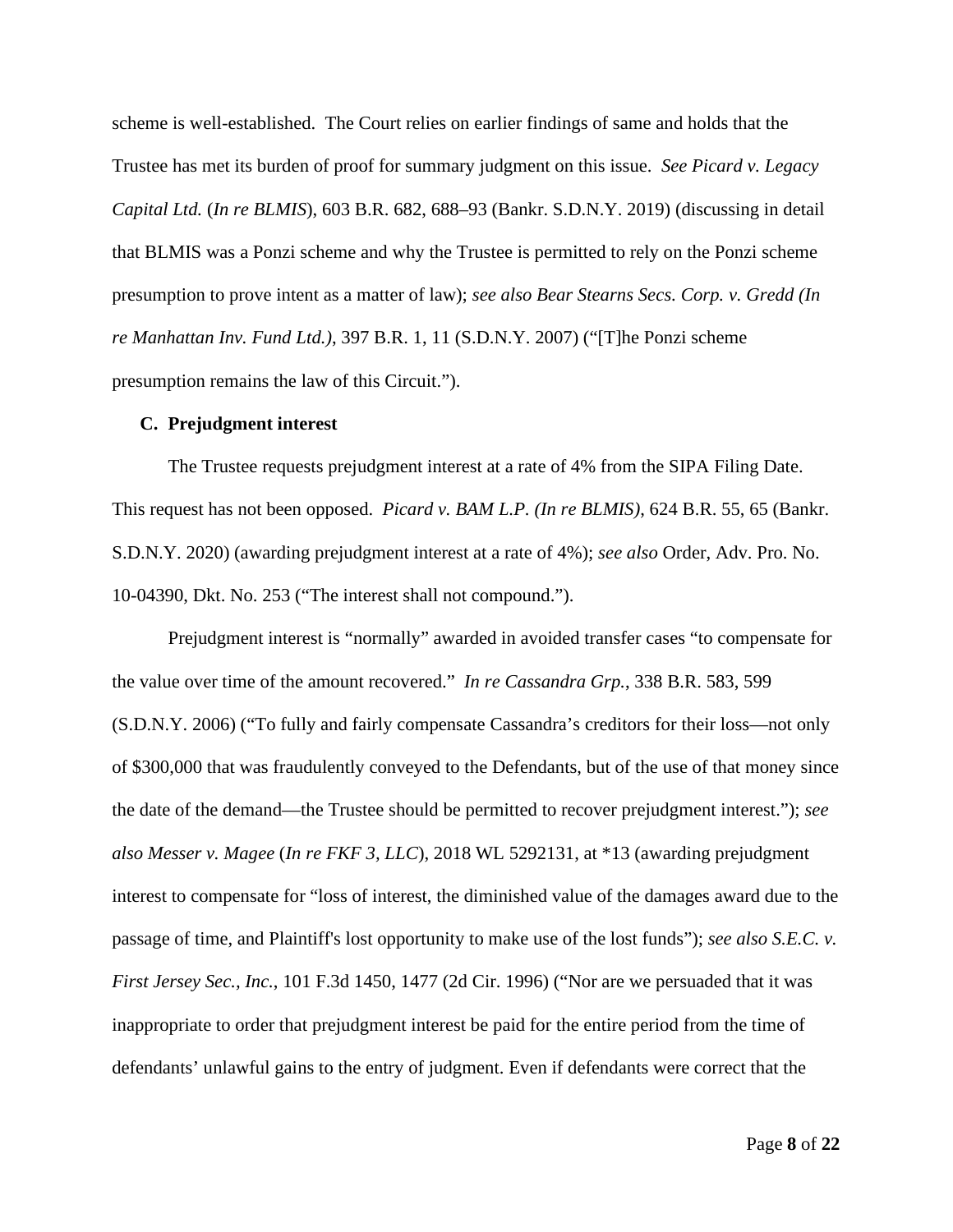scheme is well-established. The Court relies on earlier findings of same and holds that the Trustee has met its burden of proof for summary judgment on this issue. *See Picard v. Legacy Capital Ltd.* (*In re BLMIS*), 603 B.R. 682, 688–93 (Bankr. S.D.N.Y. 2019) (discussing in detail that BLMIS was a Ponzi scheme and why the Trustee is permitted to rely on the Ponzi scheme presumption to prove intent as a matter of law); *see also Bear Stearns Secs. Corp. v. Gredd (In re Manhattan Inv. Fund Ltd.)*, 397 B.R. 1, 11 (S.D.N.Y. 2007) ("[T]he Ponzi scheme presumption remains the law of this Circuit.").

### C. Prejudgment interest

The Trustee requests prejudgment interest at a rate of 4% from the SIPA Filing Date. This request has not been opposed. *Picard v. BAM L.P. (In re BLMIS)*, 624 B.R. 55, 65 (Bankr. S.D.N.Y. 2020) (awarding prejudgment interest at a rate of 4%); *see also* Order, Adv. Pro. No. 10-04390, Dkt. No. 253 ("The interest shall not compound.").

Prejudgment interest is "normally" awarded in avoided transfer cases "to compensate for the value over time of the amount recovered." *In re Cassandra Grp.*, 338 B.R. 583, 599 (S.D.N.Y. 2006) ("To fully and fairly compensate Cassandra's creditors for their loss—not only of $300,000 that was fraudulently conveyed to the Defendants, but of the use of that money since the date of the demand—the Trustee should be permitted to recover prejudgment interest."); *see also Messer v. Magee* (*In re FKF 3, LLC*), 2018 WL 5292131, at *13 (awarding prejudgment interest to compensate for "loss of interest, the diminished value of the damages award due to the passage of time, and Plaintiff's lost opportunity to make use of the lost funds"); *see also S.E.C. v. First Jersey Sec., Inc.*, 101 F.3d 1450, 1477 (2d Cir. 1996) ("Nor are we persuaded that it was inappropriate to order that prejudgment interest be paid for the entire period from the time of defendants' unlawful gains to the entry of judgment. Even if defendants were correct that the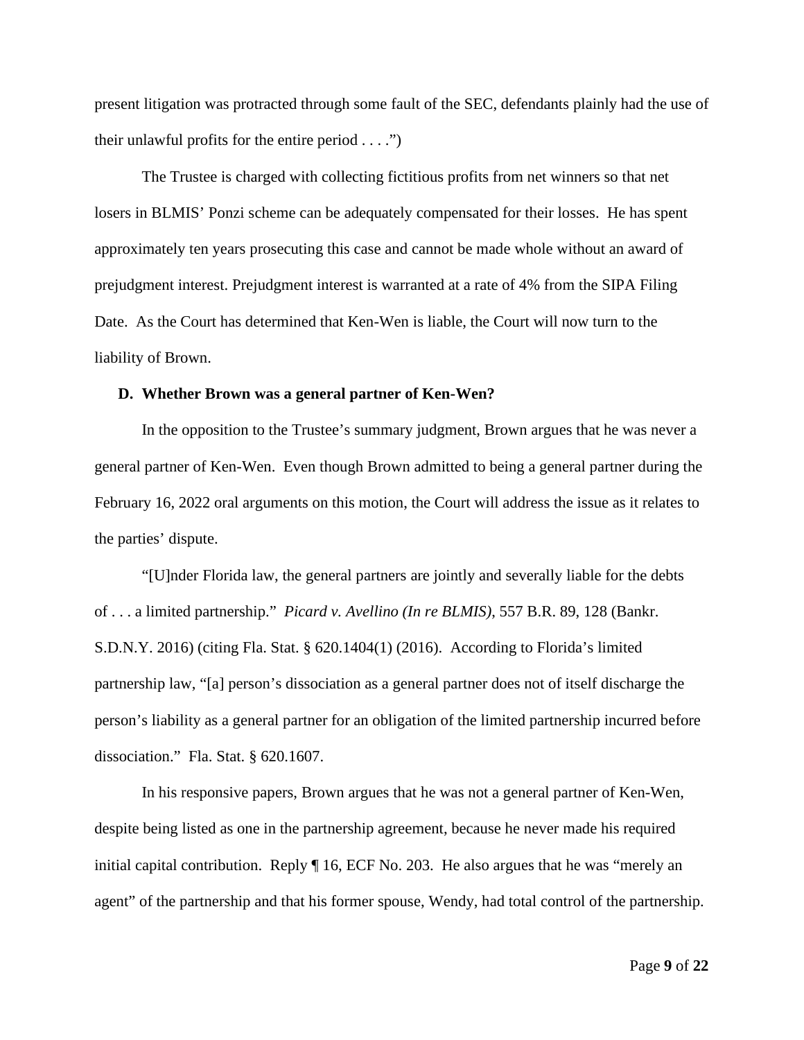present litigation was protracted through some fault of the SEC, defendants plainly had the use of their unlawful profits for the entire period . . . .")

The Trustee is charged with collecting fictitious profits from net winners so that net losers in BLMIS' Ponzi scheme can be adequately compensated for their losses. He has spent approximately ten years prosecuting this case and cannot be made whole without an award of prejudgment interest. Prejudgment interest is warranted at a rate of 4% from the SIPA Filing Date. As the Court has determined that Ken-Wen is liable, the Court will now turn to the liability of Brown.

**D. Whether Brown was a general partner of Ken-Wen?**

In the opposition to the Trustee's summary judgment, Brown argues that he was never a general partner of Ken-Wen. Even though Brown admitted to being a general partner during the February 16, 2022 oral arguments on this motion, the Court will address the issue as it relates to the parties' dispute.

"[U]nder Florida law, the general partners are jointly and severally liable for the debts of . . . a limited partnership." *Picard v. Avellino (In re BLMIS)*, 557 B.R. 89, 128 (Bankr. S.D.N.Y. 2016) (citing Fla. Stat. § 620.1404(1) (2016). According to Florida's limited partnership law, "[a] person's dissociation as a general partner does not of itself discharge the person's liability as a general partner for an obligation of the limited partnership incurred before dissociation." Fla. Stat. § 620.1607.

In his responsive papers, Brown argues that he was not a general partner of Ken-Wen, despite being listed as one in the partnership agreement, because he never made his required initial capital contribution. Reply ¶ 16, ECF No. 203. He also argues that he was "merely an agent" of the partnership and that his former spouse, Wendy, had total control of the partnership.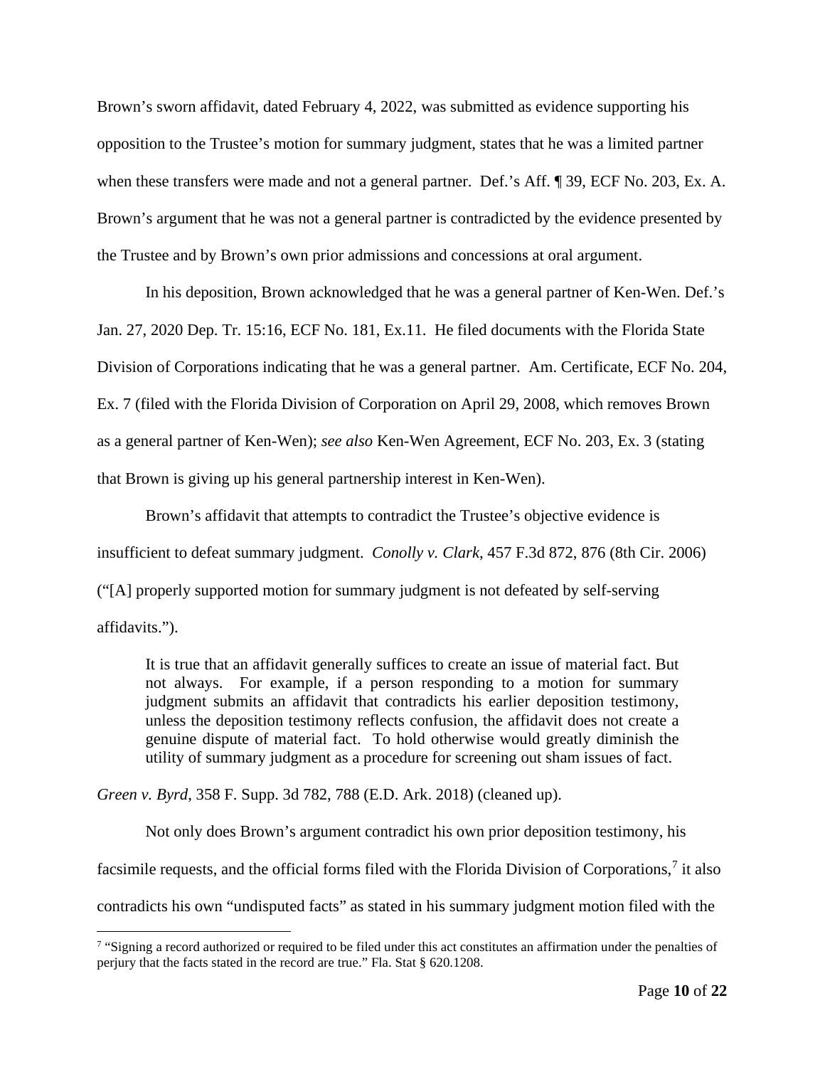Brown's sworn affidavit, dated February 4, 2022, was submitted as evidence supporting his opposition to the Trustee's motion for summary judgment, states that he was a limited partner when these transfers were made and not a general partner. Def.'s Aff. ¶ 39, ECF No. 203, Ex. A. Brown's argument that he was not a general partner is contradicted by the evidence presented by the Trustee and by Brown's own prior admissions and concessions at oral argument.

In his deposition, Brown acknowledged that he was a general partner of Ken-Wen. Def.'s Jan. 27, 2020 Dep. Tr. 15:16, ECF No. 181, Ex.11. He filed documents with the Florida State Division of Corporations indicating that he was a general partner. Am. Certificate, ECF No. 204, Ex. 7 (filed with the Florida Division of Corporation on April 29, 2008, which removes Brown as a general partner of Ken-Wen); *see also* Ken-Wen Agreement, ECF No. 203, Ex. 3 (stating that Brown is giving up his general partnership interest in Ken-Wen).

Brown's affidavit that attempts to contradict the Trustee's objective evidence is insufficient to defeat summary judgment. *Conolly v. Clark*, 457 F.3d 872, 876 (8th Cir. 2006) ("[A] properly supported motion for summary judgment is not defeated by self-serving affidavits.").

> It is true that an affidavit generally suffices to create an issue of material fact. But not always. For example, if a person responding to a motion for summary judgment submits an affidavit that contradicts his earlier deposition testimony, unless the deposition testimony reflects confusion, the affidavit does not create a genuine dispute of material fact. To hold otherwise would greatly diminish the utility of summary judgment as a procedure for screening out sham issues of fact.

*Green v. Byrd*, 358 F. Supp. 3d 782, 788 (E.D. Ark. 2018) (cleaned up).

Not only does Brown's argument contradict his own prior deposition testimony, his facsimile requests, and the official forms filed with the Florida Division of Corporations,[7] it also contradicts his own "undisputed facts" as stated in his summary judgment motion filed with the

---

[7] "Signing a record authorized or required to be filed under this act constitutes an affirmation under the penalties of perjury that the facts stated in the record are true." Fla. Stat § 620.1208.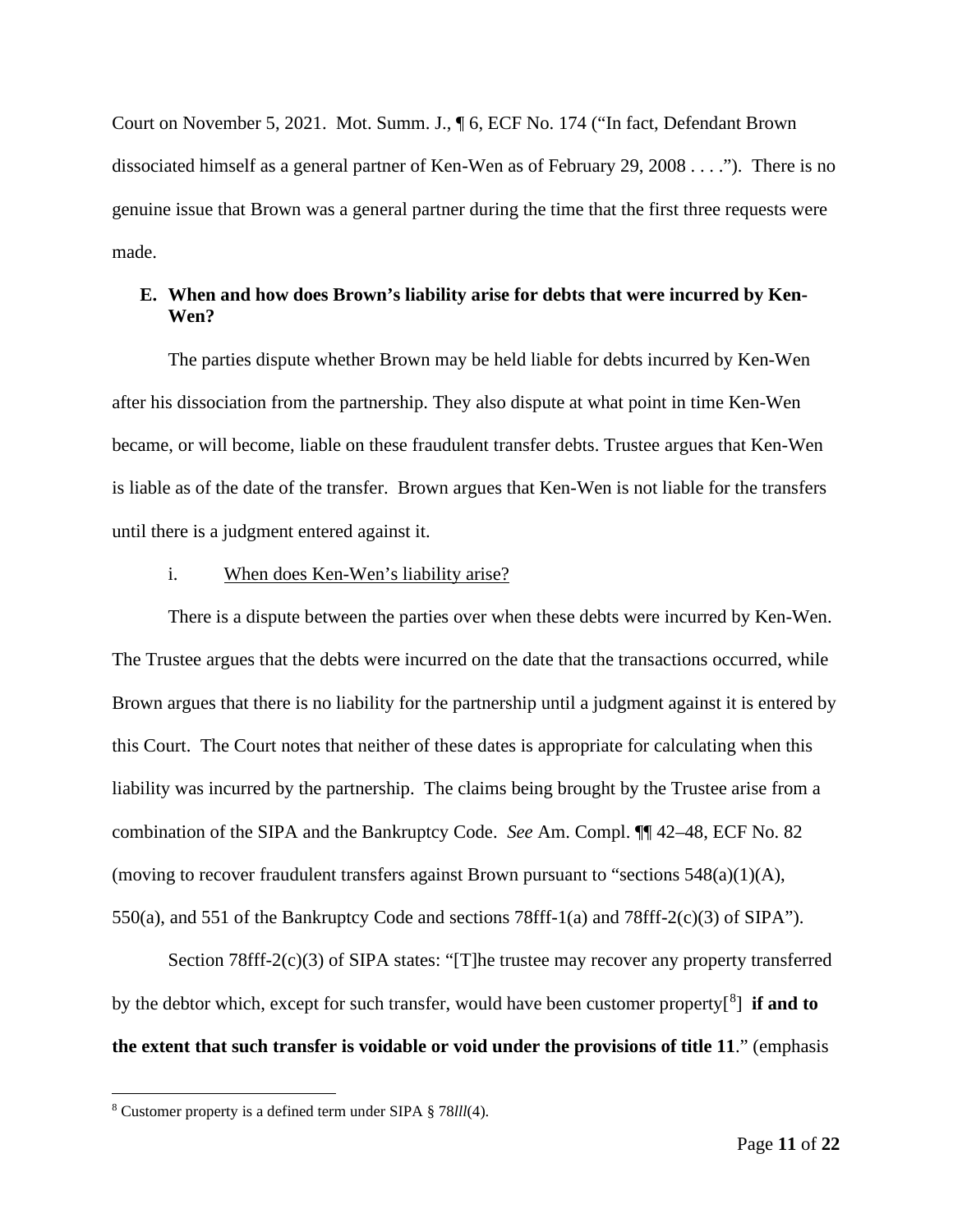Court on November 5, 2021. Mot. Summ. J., ¶ 6, ECF No. 174 ("In fact, Defendant Brown dissociated himself as a general partner of Ken-Wen as of February 29, 2008 . . . ."). There is no genuine issue that Brown was a general partner during the time that the first three requests were made.

### E. When and how does Brown's liability arise for debts that were incurred by Ken-Wen?

The parties dispute whether Brown may be held liable for debts incurred by Ken-Wen after his dissociation from the partnership. They also dispute at what point in time Ken-Wen became, or will become, liable on these fraudulent transfer debts. Trustee argues that Ken-Wen is liable as of the date of the transfer. Brown argues that Ken-Wen is not liable for the transfers until there is a judgment entered against it.

#### i. When does Ken-Wen's liability arise?

There is a dispute between the parties over when these debts were incurred by Ken-Wen. The Trustee argues that the debts were incurred on the date that the transactions occurred, while Brown argues that there is no liability for the partnership until a judgment against it is entered by this Court. The Court notes that neither of these dates is appropriate for calculating when this liability was incurred by the partnership. The claims being brought by the Trustee arise from a combination of the SIPA and the Bankruptcy Code. *See* Am. Compl. ¶¶ 42–48, ECF No. 82 (moving to recover fraudulent transfers against Brown pursuant to "sections 548(a)(1)(A), 550(a), and 551 of the Bankruptcy Code and sections 78fff-1(a) and 78fff-2(c)(3) of SIPA").

Section 78fff-2(c)(3) of SIPA states: "[T]he trustee may recover any property transferred by the debtor which, except for such transfer, would have been customer property[8] **if and to the extent that such transfer is voidable or void under the provisions of title 11**." (emphasis

[8] Customer property is a defined term under SIPA § 78*lll*(4).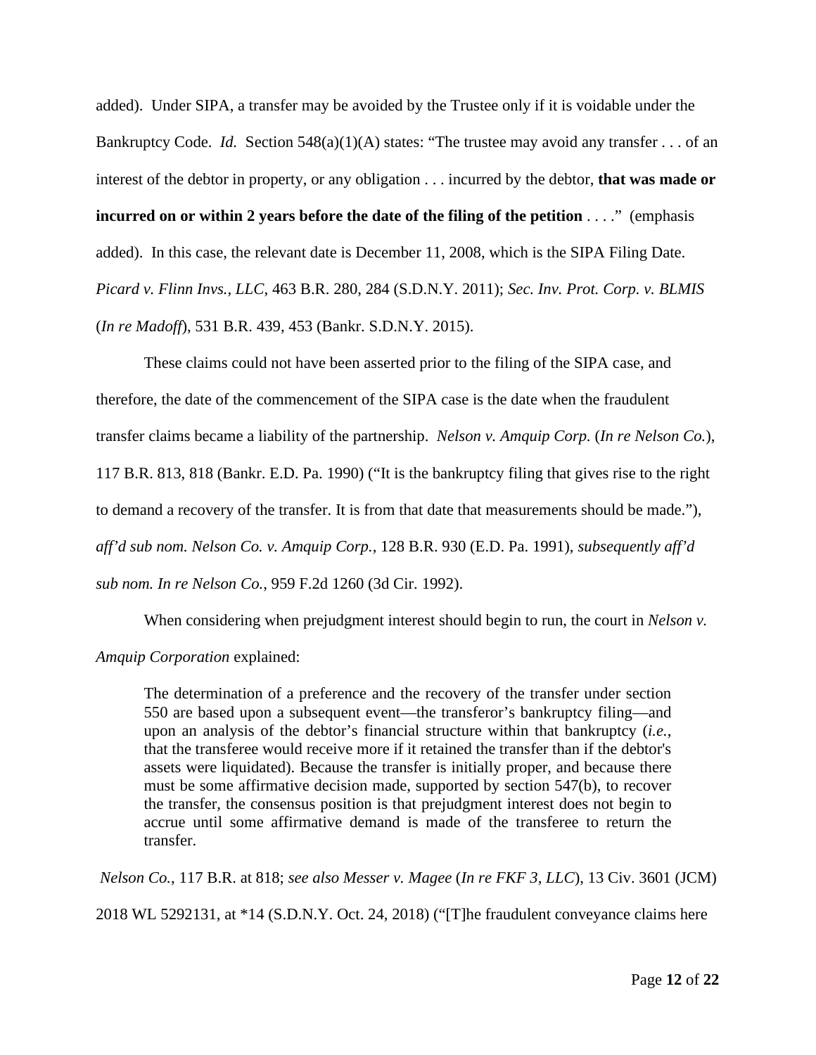added). Under SIPA, a transfer may be avoided by the Trustee only if it is voidable under the Bankruptcy Code. *Id.* Section 548(a)(1)(A) states: "The trustee may avoid any transfer . . . of an interest of the debtor in property, or any obligation . . . incurred by the debtor, **that was made or incurred on or within 2 years before the date of the filing of the petition** . . . ." (emphasis added). In this case, the relevant date is December 11, 2008, which is the SIPA Filing Date. *Picard v. Flinn Invs., LLC*, 463 B.R. 280, 284 (S.D.N.Y. 2011); *Sec. Inv. Prot. Corp. v. BLMIS* (*In re Madoff*), 531 B.R. 439, 453 (Bankr. S.D.N.Y. 2015).

These claims could not have been asserted prior to the filing of the SIPA case, and therefore, the date of the commencement of the SIPA case is the date when the fraudulent transfer claims became a liability of the partnership. *Nelson v. Amquip Corp.* (*In re Nelson Co.*), 117 B.R. 813, 818 (Bankr. E.D. Pa. 1990) ("It is the bankruptcy filing that gives rise to the right to demand a recovery of the transfer. It is from that date that measurements should be made."), *aff'd sub nom. Nelson Co. v. Amquip Corp.*, 128 B.R. 930 (E.D. Pa. 1991), *subsequently aff'd sub nom. In re Nelson Co.*, 959 F.2d 1260 (3d Cir. 1992).

When considering when prejudgment interest should begin to run, the court in *Nelson v. Amquip Corporation* explained:

> The determination of a preference and the recovery of the transfer under section 550 are based upon a subsequent event—the transferor's bankruptcy filing—and upon an analysis of the debtor's financial structure within that bankruptcy (*i.e.*, that the transferee would receive more if it retained the transfer than if the debtor's assets were liquidated). Because the transfer is initially proper, and because there must be some affirmative decision made, supported by section 547(b), to recover the transfer, the consensus position is that prejudgment interest does not begin to accrue until some affirmative demand is made of the transferee to return the transfer.

*Nelson Co.*, 117 B.R. at 818; *see also Messer v. Magee* (*In re FKF 3, LLC*), 13 Civ. 3601 (JCM) 2018 WL 5292131, at *14 (S.D.N.Y. Oct. 24, 2018) ("[T]he fraudulent conveyance claims here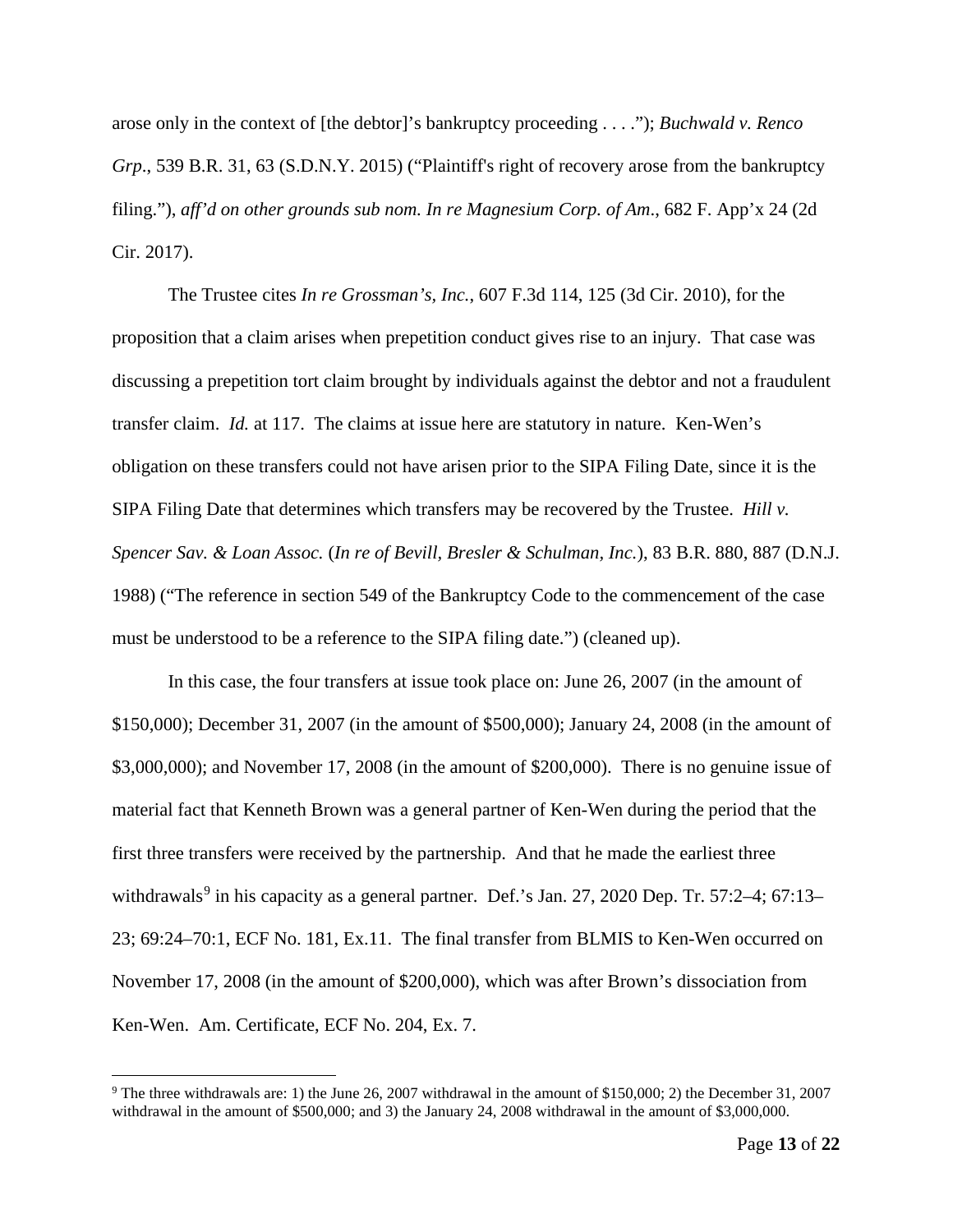arose only in the context of [the debtor]'s bankruptcy proceeding . . . ."); *Buchwald v. Renco Grp*., 539 B.R. 31, 63 (S.D.N.Y. 2015) ("Plaintiff's right of recovery arose from the bankruptcy filing."), *aff'd on other grounds sub nom. In re Magnesium Corp. of Am*., 682 F. App'x 24 (2d Cir. 2017).

The Trustee cites *In re Grossman's, Inc.*, 607 F.3d 114, 125 (3d Cir. 2010), for the proposition that a claim arises when prepetition conduct gives rise to an injury. That case was discussing a prepetition tort claim brought by individuals against the debtor and not a fraudulent transfer claim. *Id.* at 117. The claims at issue here are statutory in nature. Ken-Wen's obligation on these transfers could not have arisen prior to the SIPA Filing Date, since it is the SIPA Filing Date that determines which transfers may be recovered by the Trustee. *Hill v. Spencer Sav. & Loan Assoc.* (*In re of Bevill, Bresler & Schulman, Inc.*), 83 B.R. 880, 887 (D.N.J. 1988) ("The reference in section 549 of the Bankruptcy Code to the commencement of the case must be understood to be a reference to the SIPA filing date.") (cleaned up).

In this case, the four transfers at issue took place on: June 26, 2007 (in the amount of $150,000); December 31, 2007 (in the amount of $500,000); January 24, 2008 (in the amount of $3,000,000); and November 17, 2008 (in the amount of $200,000). There is no genuine issue of material fact that Kenneth Brown was a general partner of Ken-Wen during the period that the first three transfers were received by the partnership. And that he made the earliest three withdrawals[9] in his capacity as a general partner. Def.'s Jan. 27, 2020 Dep. Tr. 57:2–4; 67:13–23; 69:24–70:1, ECF No. 181, Ex.11. The final transfer from BLMIS to Ken-Wen occurred on November 17, 2008 (in the amount of $200,000), which was after Brown's dissociation from Ken-Wen. Am. Certificate, ECF No. 204, Ex. 7.

[9] The three withdrawals are: 1) the June 26, 2007 withdrawal in the amount of $150,000; 2) the December 31, 2007 withdrawal in the amount of $500,000; and 3) the January 24, 2008 withdrawal in the amount of $3,000,000.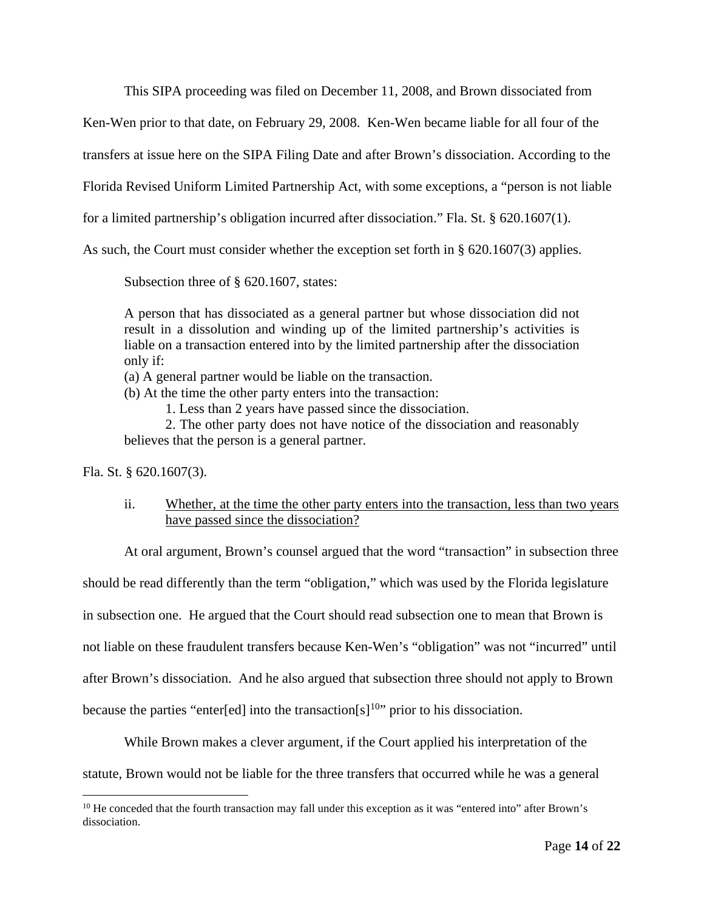This SIPA proceeding was filed on December 11, 2008, and Brown dissociated from Ken-Wen prior to that date, on February 29, 2008. Ken-Wen became liable for all four of the transfers at issue here on the SIPA Filing Date and after Brown's dissociation. According to the Florida Revised Uniform Limited Partnership Act, with some exceptions, a "person is not liable for a limited partnership's obligation incurred after dissociation." Fla. St. § 620.1607(1). As such, the Court must consider whether the exception set forth in § 620.1607(3) applies.

Subsection three of § 620.1607, states:

> A person that has dissociated as a general partner but whose dissociation did not result in a dissolution and winding up of the limited partnership's activities is liable on a transaction entered into by the limited partnership after the dissociation only if:
>
> (a) A general partner would be liable on the transaction.
>
> (b) At the time the other party enters into the transaction:
>
> 1. Less than 2 years have passed since the dissociation.
>
> 2. The other party does not have notice of the dissociation and reasonably believes that the person is a general partner.

Fla. St. § 620.1607(3).

ii. <u>Whether, at the time the other party enters into the transaction, less than two years have passed since the dissociation?</u>

At oral argument, Brown's counsel argued that the word "transaction" in subsection three should be read differently than the term "obligation," which was used by the Florida legislature in subsection one. He argued that the Court should read subsection one to mean that Brown is not liable on these fraudulent transfers because Ken-Wen's "obligation" was not "incurred" until after Brown's dissociation. And he also argued that subsection three should not apply to Brown because the parties "enter[ed] into the transaction[s][10]" prior to his dissociation.

While Brown makes a clever argument, if the Court applied his interpretation of the statute, Brown would not be liable for the three transfers that occurred while he was a general

[10] He conceded that the fourth transaction may fall under this exception as it was "entered into" after Brown's dissociation.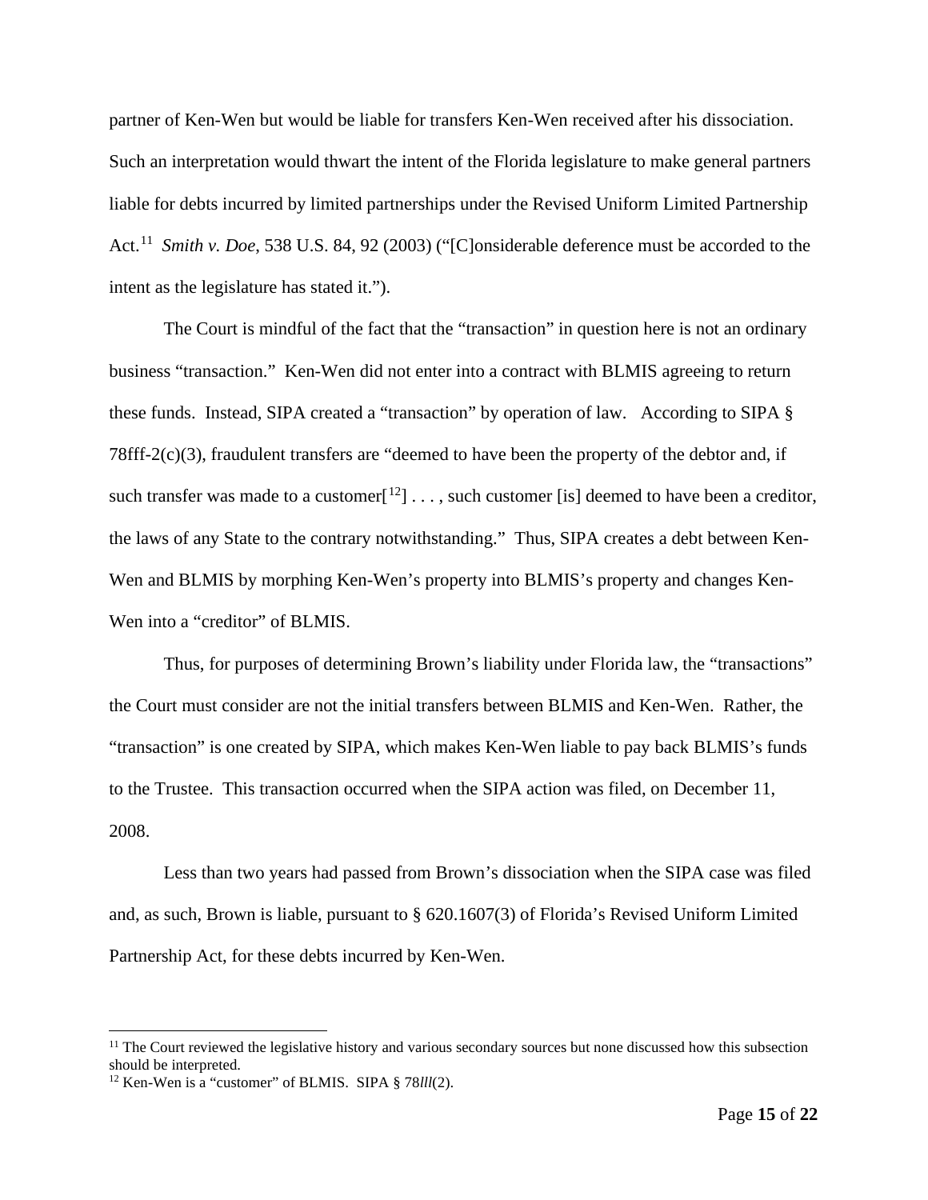partner of Ken-Wen but would be liable for transfers Ken-Wen received after his dissociation. Such an interpretation would thwart the intent of the Florida legislature to make general partners liable for debts incurred by limited partnerships under the Revised Uniform Limited Partnership Act.[11] *Smith v. Doe*, 538 U.S. 84, 92 (2003) ("[C]onsiderable deference must be accorded to the intent as the legislature has stated it.").

The Court is mindful of the fact that the "transaction" in question here is not an ordinary business "transaction." Ken-Wen did not enter into a contract with BLMIS agreeing to return these funds. Instead, SIPA created a "transaction" by operation of law. According to SIPA § 78fff-2(c)(3), fraudulent transfers are "deemed to have been the property of the debtor and, if such transfer was made to a customer[[12]] . . . , such customer [is] deemed to have been a creditor, the laws of any State to the contrary notwithstanding." Thus, SIPA creates a debt between Ken-Wen and BLMIS by morphing Ken-Wen's property into BLMIS's property and changes Ken-Wen into a "creditor" of BLMIS.

Thus, for purposes of determining Brown's liability under Florida law, the "transactions" the Court must consider are not the initial transfers between BLMIS and Ken-Wen. Rather, the "transaction" is one created by SIPA, which makes Ken-Wen liable to pay back BLMIS's funds to the Trustee. This transaction occurred when the SIPA action was filed, on December 11, 2008.

Less than two years had passed from Brown's dissociation when the SIPA case was filed and, as such, Brown is liable, pursuant to § 620.1607(3) of Florida's Revised Uniform Limited Partnership Act, for these debts incurred by Ken-Wen.

---

[11] The Court reviewed the legislative history and various secondary sources but none discussed how this subsection should be interpreted.

[12] Ken-Wen is a "customer" of BLMIS. SIPA § 78*lll*(2).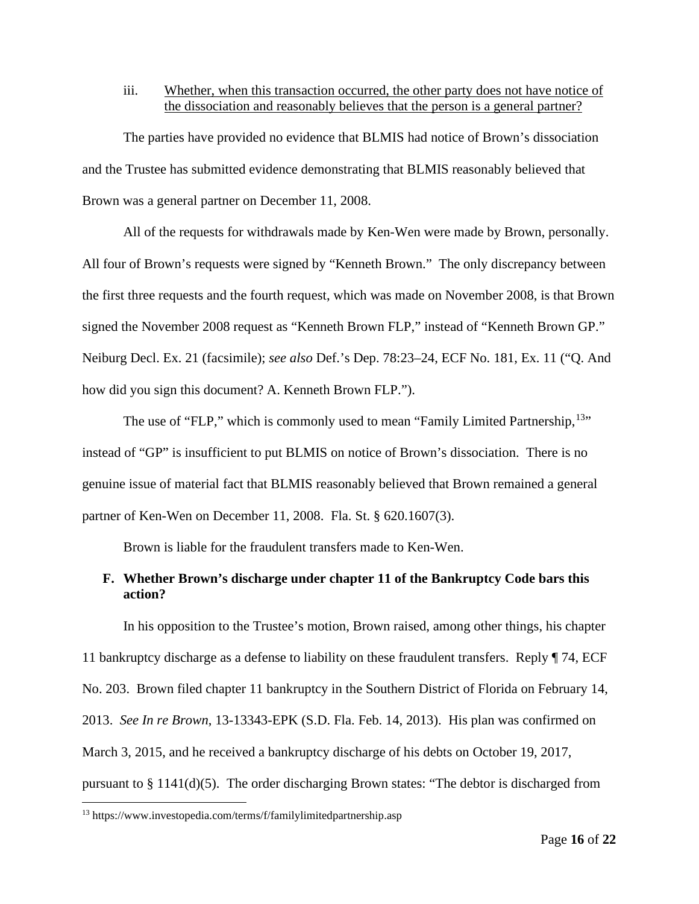iii. Whether, when this transaction occurred, the other party does not have notice of the dissociation and reasonably believes that the person is a general partner?

The parties have provided no evidence that BLMIS had notice of Brown's dissociation and the Trustee has submitted evidence demonstrating that BLMIS reasonably believed that Brown was a general partner on December 11, 2008.

All of the requests for withdrawals made by Ken-Wen were made by Brown, personally. All four of Brown's requests were signed by "Kenneth Brown." The only discrepancy between the first three requests and the fourth request, which was made on November 2008, is that Brown signed the November 2008 request as "Kenneth Brown FLP," instead of "Kenneth Brown GP." Neiburg Decl. Ex. 21 (facsimile); *see also* Def.'s Dep. 78:23–24, ECF No. 181, Ex. 11 ("Q. And how did you sign this document? A. Kenneth Brown FLP.").

The use of "FLP," which is commonly used to mean "Family Limited Partnership,[13]" instead of "GP" is insufficient to put BLMIS on notice of Brown's dissociation. There is no genuine issue of material fact that BLMIS reasonably believed that Brown remained a general partner of Ken-Wen on December 11, 2008. Fla. St. § 620.1607(3).

Brown is liable for the fraudulent transfers made to Ken-Wen.

### F. Whether Brown's discharge under chapter 11 of the Bankruptcy Code bars this action?

In his opposition to the Trustee's motion, Brown raised, among other things, his chapter 11 bankruptcy discharge as a defense to liability on these fraudulent transfers. Reply ¶ 74, ECF No. 203. Brown filed chapter 11 bankruptcy in the Southern District of Florida on February 14, 2013. *See In re Brown*, 13-13343-EPK (S.D. Fla. Feb. 14, 2013). His plan was confirmed on March 3, 2015, and he received a bankruptcy discharge of his debts on October 19, 2017, pursuant to § 1141(d)(5). The order discharging Brown states: "The debtor is discharged from

[13] https://www.investopedia.com/terms/f/familylimitedpartnership.asp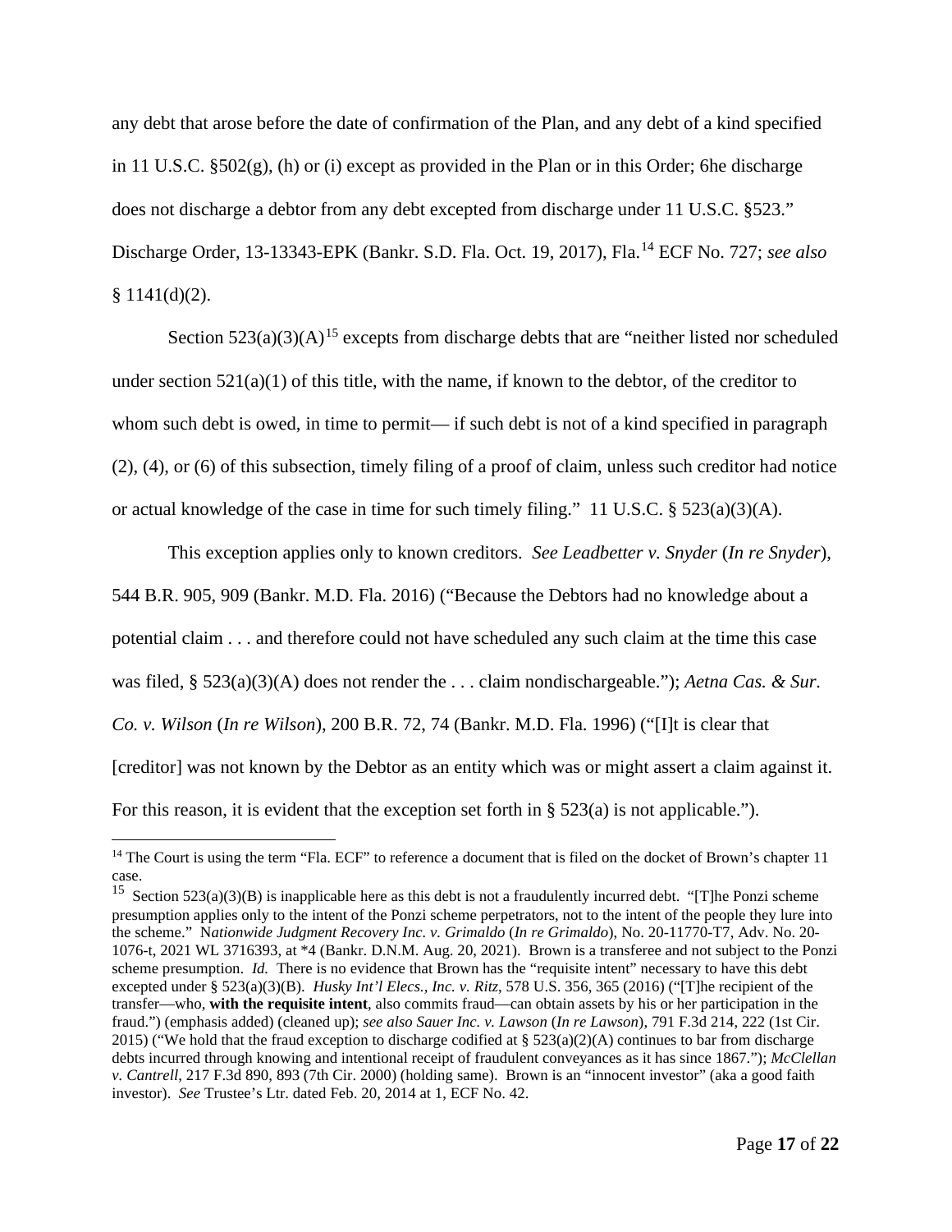any debt that arose before the date of confirmation of the Plan, and any debt of a kind specified in 11 U.S.C. §502(g), (h) or (i) except as provided in the Plan or in this Order; 6he discharge does not discharge a debtor from any debt excepted from discharge under 11 U.S.C. §523." Discharge Order, 13-13343-EPK (Bankr. S.D. Fla. Oct. 19, 2017), Fla.[14] ECF No. 727; *see also* § 1141(d)(2).

Section 523(a)(3)(A)[15] excepts from discharge debts that are "neither listed nor scheduled under section 521(a)(1) of this title, with the name, if known to the debtor, of the creditor to whom such debt is owed, in time to permit— if such debt is not of a kind specified in paragraph (2), (4), or (6) of this subsection, timely filing of a proof of claim, unless such creditor had notice or actual knowledge of the case in time for such timely filing." 11 U.S.C. § 523(a)(3)(A).

This exception applies only to known creditors. *See Leadbetter v. Snyder* (*In re Snyder*), 544 B.R. 905, 909 (Bankr. M.D. Fla. 2016) ("Because the Debtors had no knowledge about a potential claim . . . and therefore could not have scheduled any such claim at the time this case was filed, § 523(a)(3)(A) does not render the . . . claim nondischargeable."); *Aetna Cas. & Sur. Co. v. Wilson* (*In re Wilson*), 200 B.R. 72, 74 (Bankr. M.D. Fla. 1996) ("[I]t is clear that [creditor] was not known by the Debtor as an entity which was or might assert a claim against it. For this reason, it is evident that the exception set forth in § 523(a) is not applicable.").

---

[14] The Court is using the term "Fla. ECF" to reference a document that is filed on the docket of Brown's chapter 11 case.

[15] Section 523(a)(3)(B) is inapplicable here as this debt is not a fraudulently incurred debt. "[T]he Ponzi scheme presumption applies only to the intent of the Ponzi scheme perpetrators, not to the intent of the people they lure into the scheme." N*ationwide Judgment Recovery Inc. v. Grimaldo* (*In re Grimaldo*), No. 20-11770-T7, Adv. No. 20-1076-t, 2021 WL 3716393, at *4 (Bankr. D.N.M. Aug. 20, 2021). Brown is a transferee and not subject to the Ponzi scheme presumption. *Id.* There is no evidence that Brown has the "requisite intent" necessary to have this debt excepted under § 523(a)(3)(B). *Husky Int'l Elecs., Inc. v. Ritz*, 578 U.S. 356, 365 (2016) ("[T]he recipient of the transfer—who, **with the requisite intent**, also commits fraud—can obtain assets by his or her participation in the fraud.") (emphasis added) (cleaned up); *see also Sauer Inc. v. Lawson* (*In re Lawson*), 791 F.3d 214, 222 (1st Cir. 2015) ("We hold that the fraud exception to discharge codified at § 523(a)(2)(A) continues to bar from discharge debts incurred through knowing and intentional receipt of fraudulent conveyances as it has since 1867."); *McClellan v. Cantrell*, 217 F.3d 890, 893 (7th Cir. 2000) (holding same). Brown is an "innocent investor" (aka a good faith investor). *See* Trustee's Ltr. dated Feb. 20, 2014 at 1, ECF No. 42.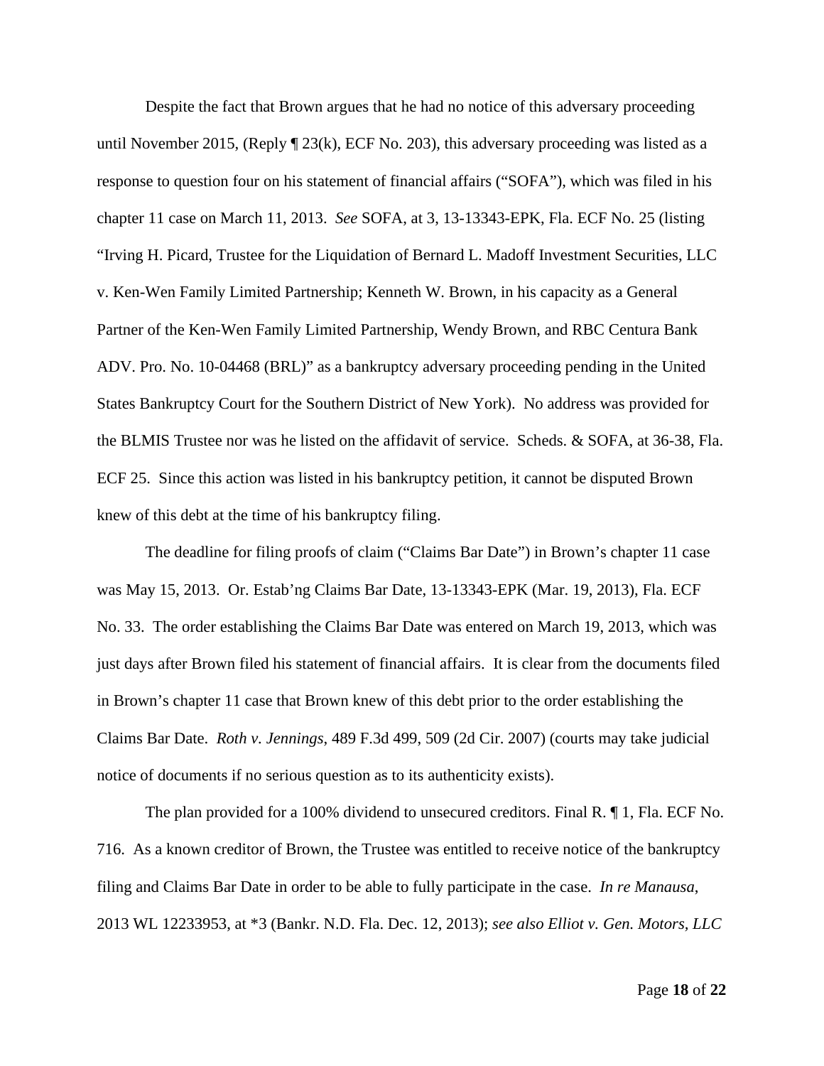Despite the fact that Brown argues that he had no notice of this adversary proceeding until November 2015, (Reply ¶ 23(k), ECF No. 203), this adversary proceeding was listed as a response to question four on his statement of financial affairs ("SOFA"), which was filed in his chapter 11 case on March 11, 2013. *See* SOFA, at 3, 13-13343-EPK, Fla. ECF No. 25 (listing "Irving H. Picard, Trustee for the Liquidation of Bernard L. Madoff Investment Securities, LLC v. Ken-Wen Family Limited Partnership; Kenneth W. Brown, in his capacity as a General Partner of the Ken-Wen Family Limited Partnership, Wendy Brown, and RBC Centura Bank ADV. Pro. No. 10-04468 (BRL)" as a bankruptcy adversary proceeding pending in the United States Bankruptcy Court for the Southern District of New York). No address was provided for the BLMIS Trustee nor was he listed on the affidavit of service. Scheds. & SOFA, at 36-38, Fla. ECF 25. Since this action was listed in his bankruptcy petition, it cannot be disputed Brown knew of this debt at the time of his bankruptcy filing.

The deadline for filing proofs of claim ("Claims Bar Date") in Brown's chapter 11 case was May 15, 2013. Or. Estab'ng Claims Bar Date, 13-13343-EPK (Mar. 19, 2013), Fla. ECF No. 33. The order establishing the Claims Bar Date was entered on March 19, 2013, which was just days after Brown filed his statement of financial affairs. It is clear from the documents filed in Brown's chapter 11 case that Brown knew of this debt prior to the order establishing the Claims Bar Date. *Roth v. Jennings*, 489 F.3d 499, 509 (2d Cir. 2007) (courts may take judicial notice of documents if no serious question as to its authenticity exists).

The plan provided for a 100% dividend to unsecured creditors. Final R. ¶ 1, Fla. ECF No. 716. As a known creditor of Brown, the Trustee was entitled to receive notice of the bankruptcy filing and Claims Bar Date in order to be able to fully participate in the case. *In re Manausa*, 2013 WL 12233953, at *3 (Bankr. N.D. Fla. Dec. 12, 2013); *see also Elliot v. Gen. Motors, LLC*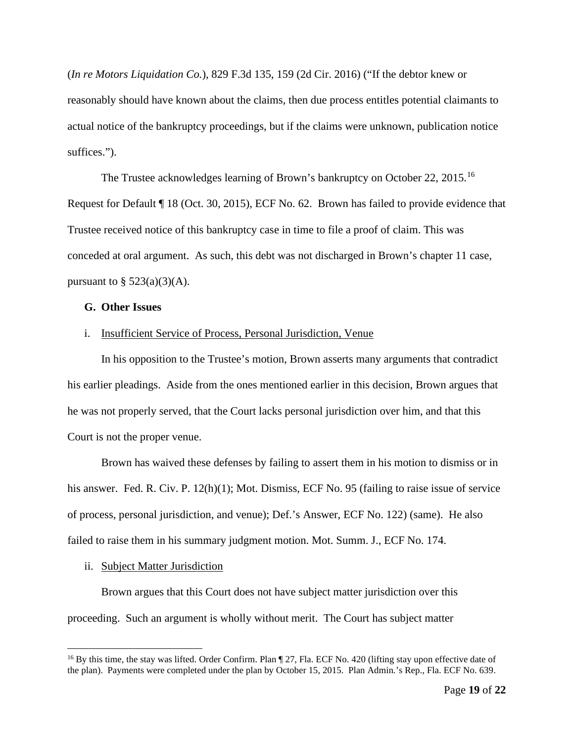(*In re Motors Liquidation Co.*), 829 F.3d 135, 159 (2d Cir. 2016) ("If the debtor knew or reasonably should have known about the claims, then due process entitles potential claimants to actual notice of the bankruptcy proceedings, but if the claims were unknown, publication notice suffices.").

The Trustee acknowledges learning of Brown's bankruptcy on October 22, 2015.[16] Request for Default ¶ 18 (Oct. 30, 2015), ECF No. 62. Brown has failed to provide evidence that Trustee received notice of this bankruptcy case in time to file a proof of claim. This was conceded at oral argument. As such, this debt was not discharged in Brown's chapter 11 case, pursuant to § 523(a)(3)(A).

**G. Other Issues**

i. Insufficient Service of Process, Personal Jurisdiction, Venue

In his opposition to the Trustee's motion, Brown asserts many arguments that contradict his earlier pleadings. Aside from the ones mentioned earlier in this decision, Brown argues that he was not properly served, that the Court lacks personal jurisdiction over him, and that this Court is not the proper venue.

Brown has waived these defenses by failing to assert them in his motion to dismiss or in his answer. Fed. R. Civ. P. 12(h)(1); Mot. Dismiss, ECF No. 95 (failing to raise issue of service of process, personal jurisdiction, and venue); Def.'s Answer, ECF No. 122) (same). He also failed to raise them in his summary judgment motion. Mot. Summ. J., ECF No. 174.

ii. Subject Matter Jurisdiction

Brown argues that this Court does not have subject matter jurisdiction over this proceeding. Such an argument is wholly without merit. The Court has subject matter

[16] By this time, the stay was lifted. Order Confirm. Plan ¶ 27, Fla. ECF No. 420 (lifting stay upon effective date of the plan). Payments were completed under the plan by October 15, 2015. Plan Admin.'s Rep., Fla. ECF No. 639.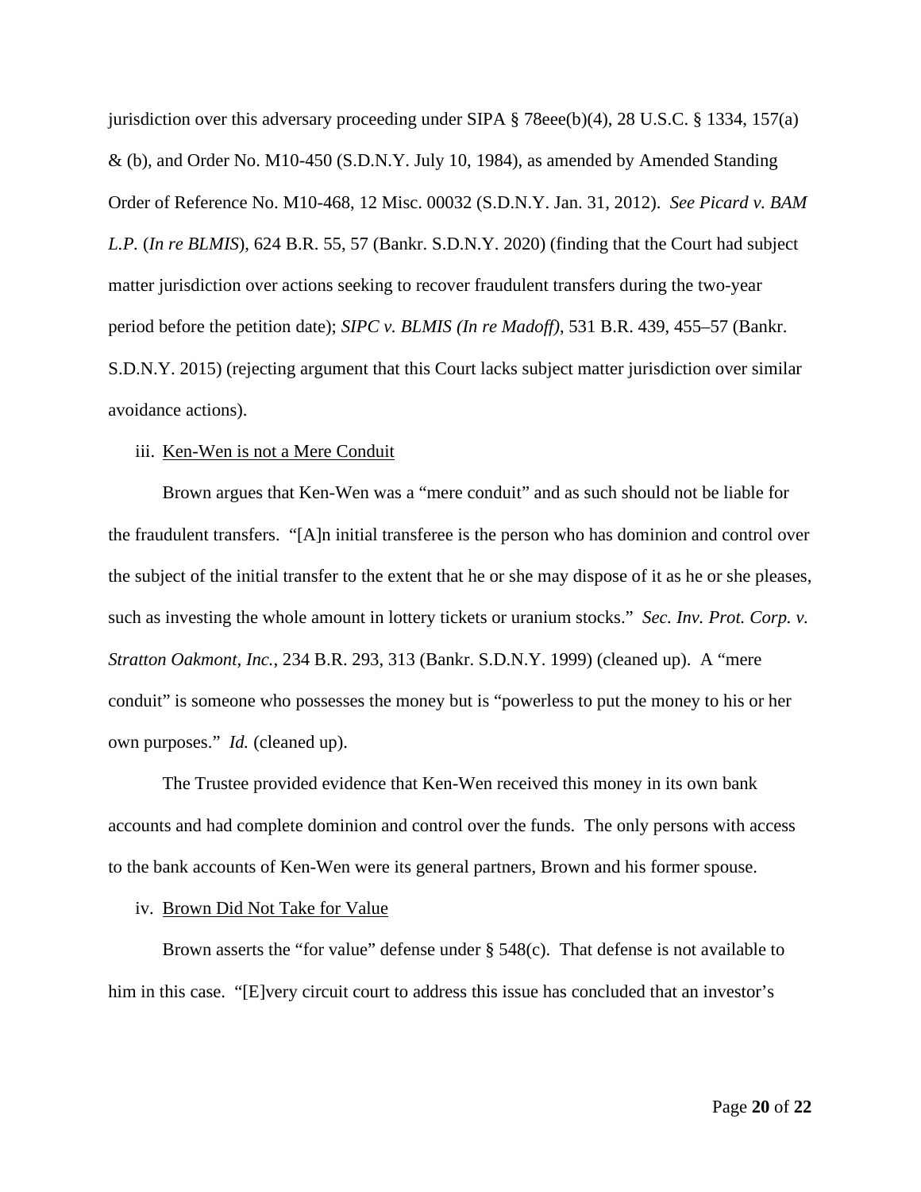jurisdiction over this adversary proceeding under SIPA § 78eee(b)(4), 28 U.S.C. § 1334, 157(a) & (b), and Order No. M10-450 (S.D.N.Y. July 10, 1984), as amended by Amended Standing Order of Reference No. M10-468, 12 Misc. 00032 (S.D.N.Y. Jan. 31, 2012). *See Picard v. BAM L.P.* (*In re BLMIS*), 624 B.R. 55, 57 (Bankr. S.D.N.Y. 2020) (finding that the Court had subject matter jurisdiction over actions seeking to recover fraudulent transfers during the two-year period before the petition date); *SIPC v. BLMIS (In re Madoff)*, 531 B.R. 439, 455–57 (Bankr. S.D.N.Y. 2015) (rejecting argument that this Court lacks subject matter jurisdiction over similar avoidance actions).

iii. <u>Ken-Wen is not a Mere Conduit</u>

Brown argues that Ken-Wen was a "mere conduit" and as such should not be liable for the fraudulent transfers. "[A]n initial transferee is the person who has dominion and control over the subject of the initial transfer to the extent that he or she may dispose of it as he or she pleases, such as investing the whole amount in lottery tickets or uranium stocks." *Sec. Inv. Prot. Corp. v. Stratton Oakmont, Inc.*, 234 B.R. 293, 313 (Bankr. S.D.N.Y. 1999) (cleaned up). A "mere conduit" is someone who possesses the money but is "powerless to put the money to his or her own purposes." *Id.* (cleaned up).

The Trustee provided evidence that Ken-Wen received this money in its own bank accounts and had complete dominion and control over the funds. The only persons with access to the bank accounts of Ken-Wen were its general partners, Brown and his former spouse.

iv. <u>Brown Did Not Take for Value</u>

Brown asserts the "for value" defense under § 548(c). That defense is not available to him in this case. "[E]very circuit court to address this issue has concluded that an investor's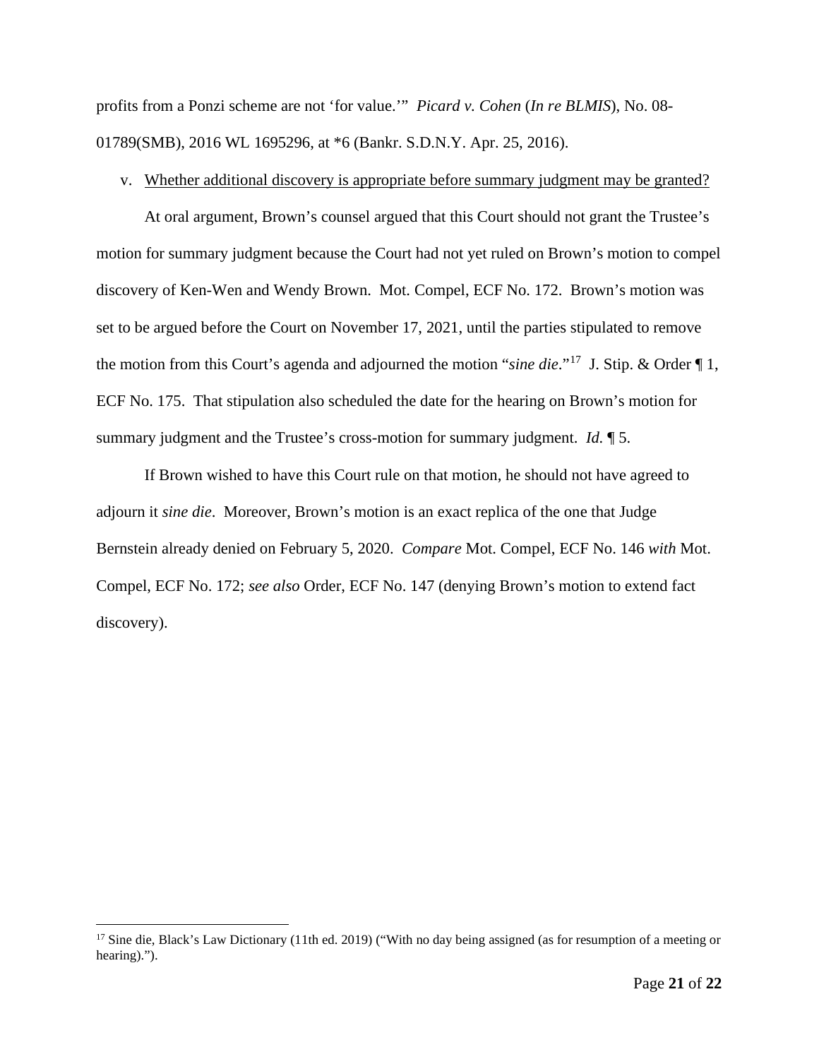profits from a Ponzi scheme are not 'for value.'" *Picard v. Cohen* (*In re BLMIS*), No. 08-01789(SMB), 2016 WL 1695296, at *6 (Bankr. S.D.N.Y. Apr. 25, 2016).

v. <u>Whether additional discovery is appropriate before summary judgment may be granted?</u>

At oral argument, Brown's counsel argued that this Court should not grant the Trustee's motion for summary judgment because the Court had not yet ruled on Brown's motion to compel discovery of Ken-Wen and Wendy Brown. Mot. Compel, ECF No. 172. Brown's motion was set to be argued before the Court on November 17, 2021, until the parties stipulated to remove the motion from this Court's agenda and adjourned the motion "*sine die*."[17] J. Stip. & Order ¶ 1, ECF No. 175. That stipulation also scheduled the date for the hearing on Brown's motion for summary judgment and the Trustee's cross-motion for summary judgment. *Id.* ¶ 5.

If Brown wished to have this Court rule on that motion, he should not have agreed to adjourn it *sine die*. Moreover, Brown's motion is an exact replica of the one that Judge Bernstein already denied on February 5, 2020. *Compare* Mot. Compel, ECF No. 146 *with* Mot. Compel, ECF No. 172; *see also* Order, ECF No. 147 (denying Brown's motion to extend fact discovery).

---

[17] Sine die, Black's Law Dictionary (11th ed. 2019) ("With no day being assigned (as for resumption of a meeting or hearing).").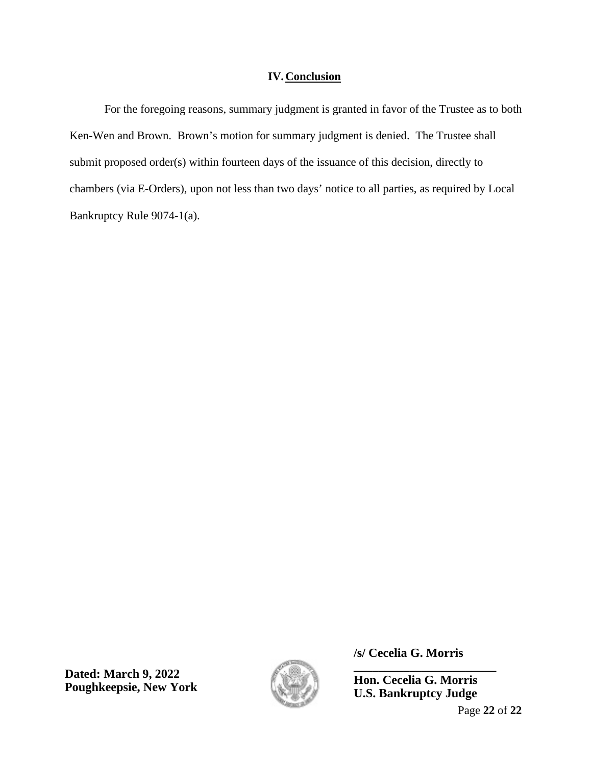## IV. Conclusion

For the foregoing reasons, summary judgment is granted in favor of the Trustee as to both Ken-Wen and Brown. Brown's motion for summary judgment is denied. The Trustee shall submit proposed order(s) within fourteen days of the issuance of this decision, directly to chambers (via E-Orders), upon not less than two days' notice to all parties, as required by Local Bankruptcy Rule 9074-1(a).

**Dated: March 9, 2022**
**Poughkeepsie, New York**

**/s/ Cecelia G. Morris**
**_______________________**
**Hon. Cecelia G. Morris**
**U.S. Bankruptcy Judge**